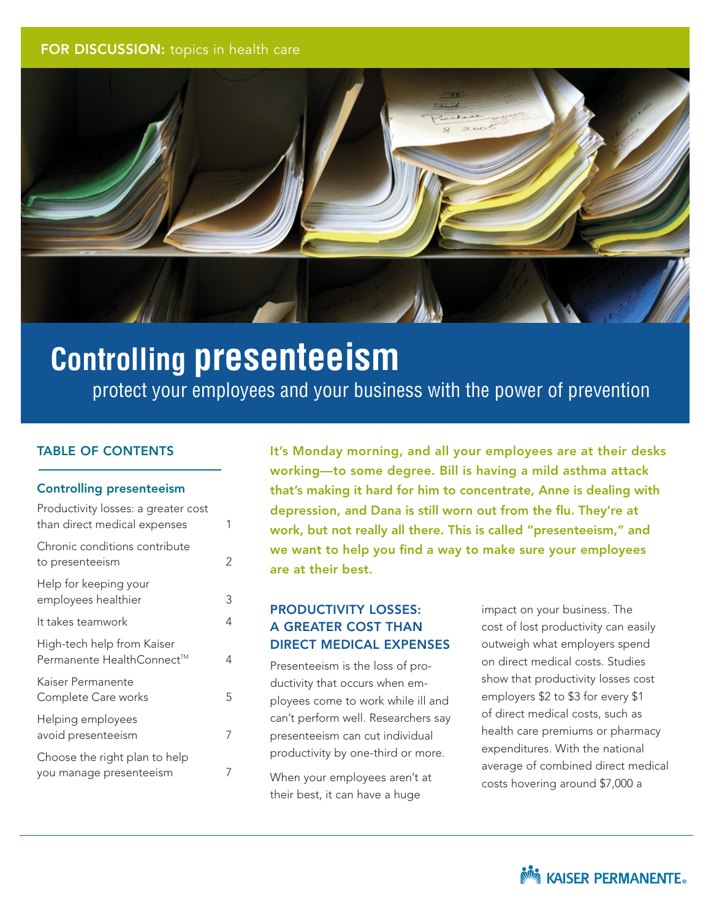FOR DISCUSSION: topics in health care

# Controlling presenteeism

protect your employees and your business with the power of prevention

## TABLE OF CONTENTS

**Controlling presenteeism**

| | |
|---|---|
| Productivity losses: a greater cost than direct medical expenses | 1 |
| Chronic conditions contribute to presenteeism | 2 |
| Help for keeping your employees healthier | 3 |
| It takes teamwork | 4 |
| High-tech help from Kaiser Permanente HealthConnect™ | 4 |
| Kaiser Permanente Complete Care works | 5 |
| Helping employees avoid presenteeism | 7 |
| Choose the right plan to help you manage presenteeism | 7 |

**It's Monday morning, and all your employees are at their desks working—to some degree. Bill is having a mild asthma attack that's making it hard for him to concentrate, Anne is dealing with depression, and Dana is still worn out from the flu. They're at work, but not really all there. This is called "presenteeism," and we want to help you find a way to make sure your employees are at their best.**

## PRODUCTIVITY LOSSES: A GREATER COST THAN DIRECT MEDICAL EXPENSES

Presenteeism is the loss of productivity that occurs when employees come to work while ill and can't perform well. Researchers say presenteeism can cut individual productivity by one-third or more.

When your employees aren't at their best, it can have a huge impact on your business. The cost of lost productivity can easily outweigh what employers spend on direct medical costs. Studies show that productivity losses cost employers $2 to $3 for every $1 of direct medical costs, such as health care premiums or pharmacy expenditures. With the national average of combined direct medical costs hovering around $7,000 a

KAISER PERMANENTE®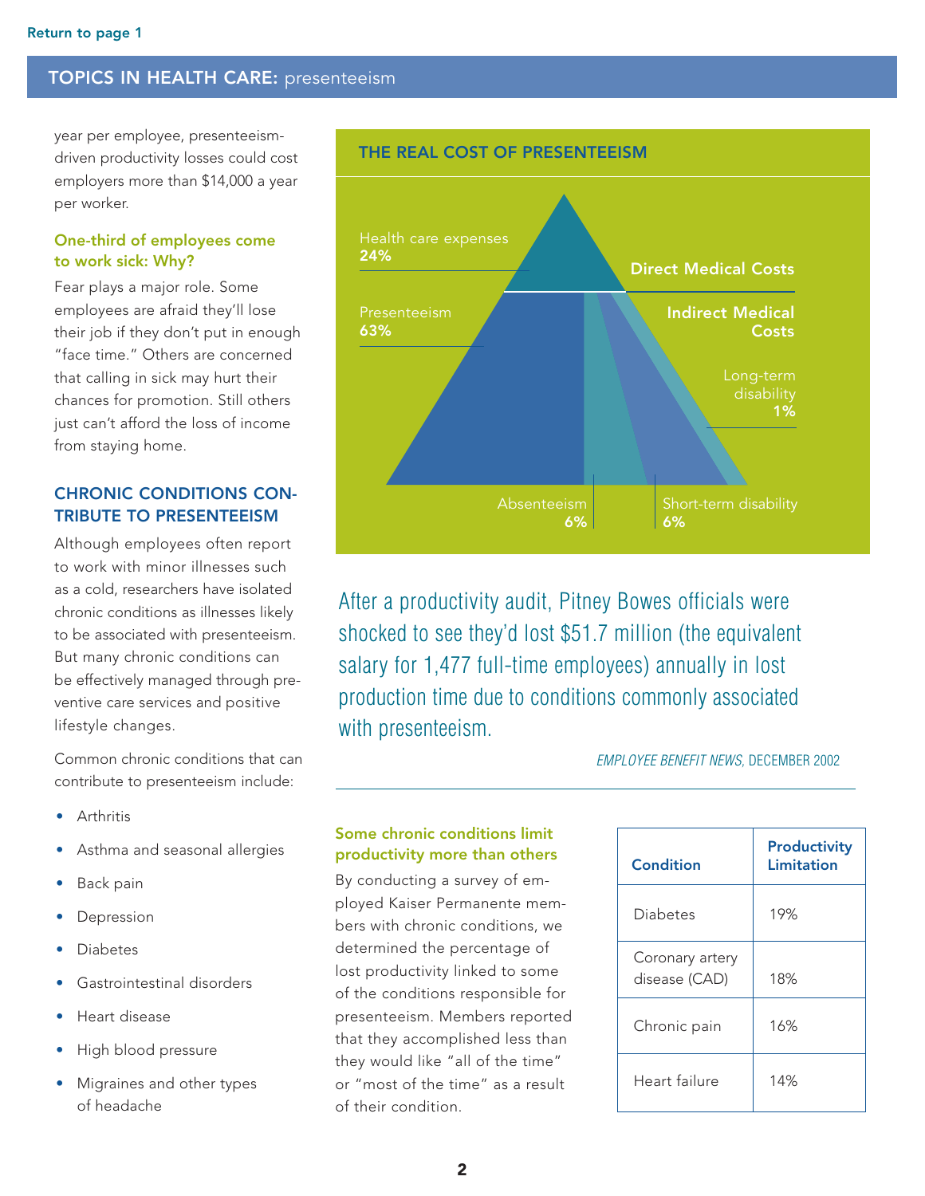year per employee, presenteeism-driven productivity losses could cost employers more than $14,000 a year per worker.

### One-third of employees come to work sick: Why?

Fear plays a major role. Some employees are afraid they'll lose their job if they don't put in enough "face time." Others are concerned that calling in sick may hurt their chances for promotion. Still others just can't afford the loss of income from staying home.

## CHRONIC CONDITIONS CONTRIBUTE TO PRESENTEEISM

Although employees often report to work with minor illnesses such as a cold, researchers have isolated chronic conditions as illnesses likely to be associated with presenteeism. But many chronic conditions can be effectively managed through preventive care services and positive lifestyle changes.

Common chronic conditions that can contribute to presenteeism include:

- Arthritis
- Asthma and seasonal allergies
- Back pain
- Depression
- Diabetes
- Gastrointestinal disorders
- Heart disease
- High blood pressure
- Migraines and other types of headache

### THE REAL COST OF PRESENTEEISM

**Direct Medical Costs**

- Health care expenses **24%**

**Indirect Medical Costs**

- Presenteeism **63%**
- Absenteeism **6%**
- Short-term disability **6%**
- Long-term disability **1%**

After a productivity audit, Pitney Bowes officials were shocked to see they'd lost $51.7 million (the equivalent salary for 1,477 full-time employees) annually in lost production time due to conditions commonly associated with presenteeism.

*EMPLOYEE BENEFIT NEWS*, DECEMBER 2002

### Some chronic conditions limit productivity more than others

By conducting a survey of employed Kaiser Permanente members with chronic conditions, we determined the percentage of lost productivity linked to some of the conditions responsible for presenteeism. Members reported that they accomplished less than they would like "all of the time" or "most of the time" as a result of their condition.

| Condition | Productivity Limitation |
|---|---|
| Diabetes | 19% |
| Coronary artery disease (CAD) | 18% |
| Chronic pain | 16% |
| Heart failure | 14% |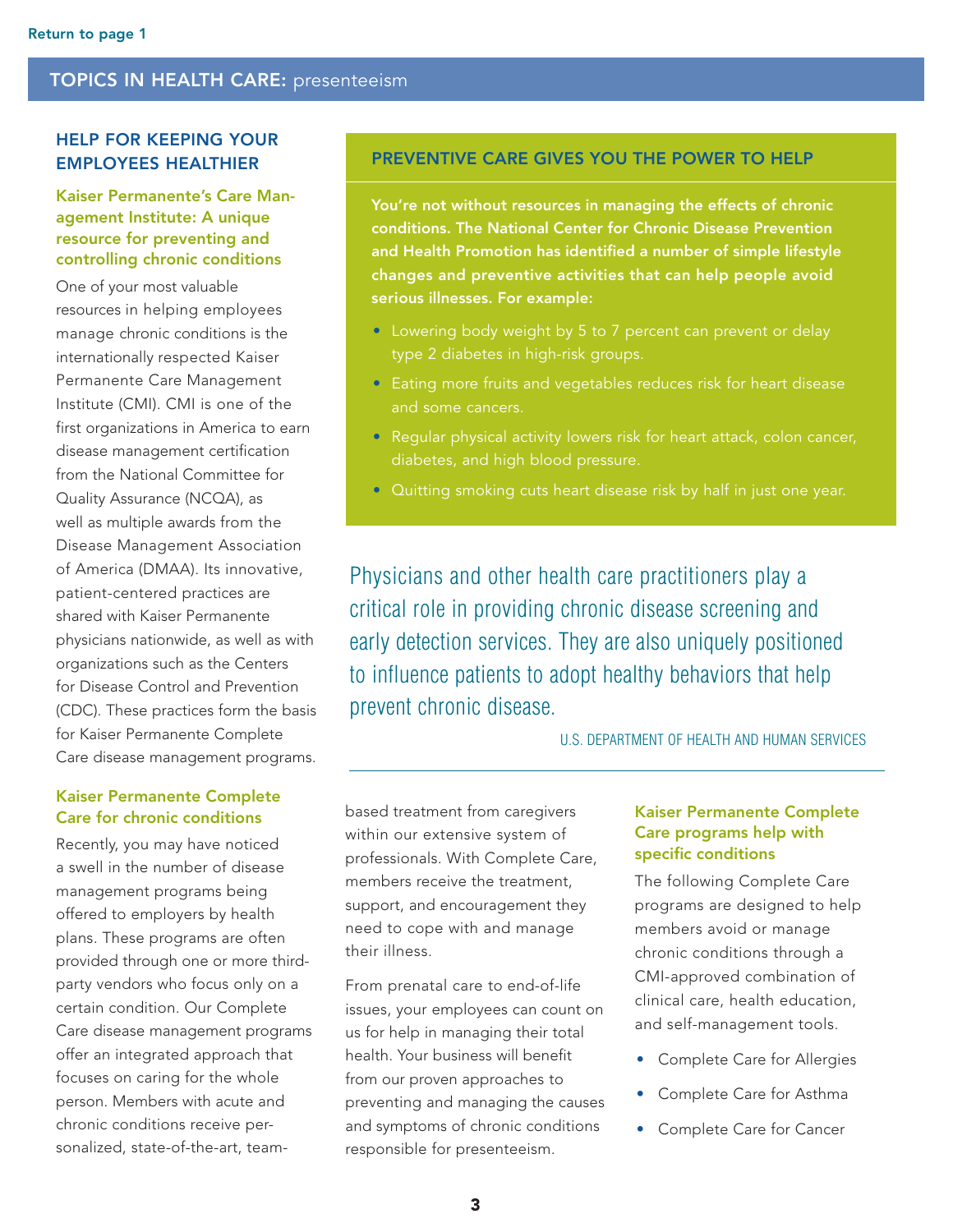Return to page 1

## TOPICS IN HEALTH CARE: presenteeism

### HELP FOR KEEPING YOUR EMPLOYEES HEALTHIER

#### Kaiser Permanente's Care Management Institute: A unique resource for preventing and controlling chronic conditions

One of your most valuable resources in helping employees manage chronic conditions is the internationally respected Kaiser Permanente Care Management Institute (CMI). CMI is one of the first organizations in America to earn disease management certification from the National Committee for Quality Assurance (NCQA), as well as multiple awards from the Disease Management Association of America (DMAA). Its innovative, patient-centered practices are shared with Kaiser Permanente physicians nationwide, as well as with organizations such as the Centers for Disease Control and Prevention (CDC). These practices form the basis for Kaiser Permanente Complete Care disease management programs.

#### Kaiser Permanente Complete Care for chronic conditions

Recently, you may have noticed a swell in the number of disease management programs being offered to employers by health plans. These programs are often provided through one or more third-party vendors who focus only on a certain condition. Our Complete Care disease management programs offer an integrated approach that focuses on caring for the whole person. Members with acute and chronic conditions receive personalized, state-of-the-art, team-based treatment from caregivers within our extensive system of professionals. With Complete Care, members receive the treatment, support, and encouragement they need to cope with and manage their illness.

From prenatal care to end-of-life issues, your employees can count on us for help in managing their total health. Your business will benefit from our proven approaches to preventing and managing the causes and symptoms of chronic conditions responsible for presenteeism.

### PREVENTIVE CARE GIVES YOU THE POWER TO HELP

**You're not without resources in managing the effects of chronic conditions. The National Center for Chronic Disease Prevention and Health Promotion has identified a number of simple lifestyle changes and preventive activities that can help people avoid serious illnesses. For example:**

- Lowering body weight by 5 to 7 percent can prevent or delay type 2 diabetes in high-risk groups.
- Eating more fruits and vegetables reduces risk for heart disease and some cancers.
- Regular physical activity lowers risk for heart attack, colon cancer, diabetes, and high blood pressure.
- Quitting smoking cuts heart disease risk by half in just one year.

> Physicians and other health care practitioners play a critical role in providing chronic disease screening and early detection services. They are also uniquely positioned to influence patients to adopt healthy behaviors that help prevent chronic disease.
>
> U.S. DEPARTMENT OF HEALTH AND HUMAN SERVICES

#### Kaiser Permanente Complete Care programs help with specific conditions

The following Complete Care programs are designed to help members avoid or manage chronic conditions through a CMI-approved combination of clinical care, health education, and self-management tools.

- Complete Care for Allergies
- Complete Care for Asthma
- Complete Care for Cancer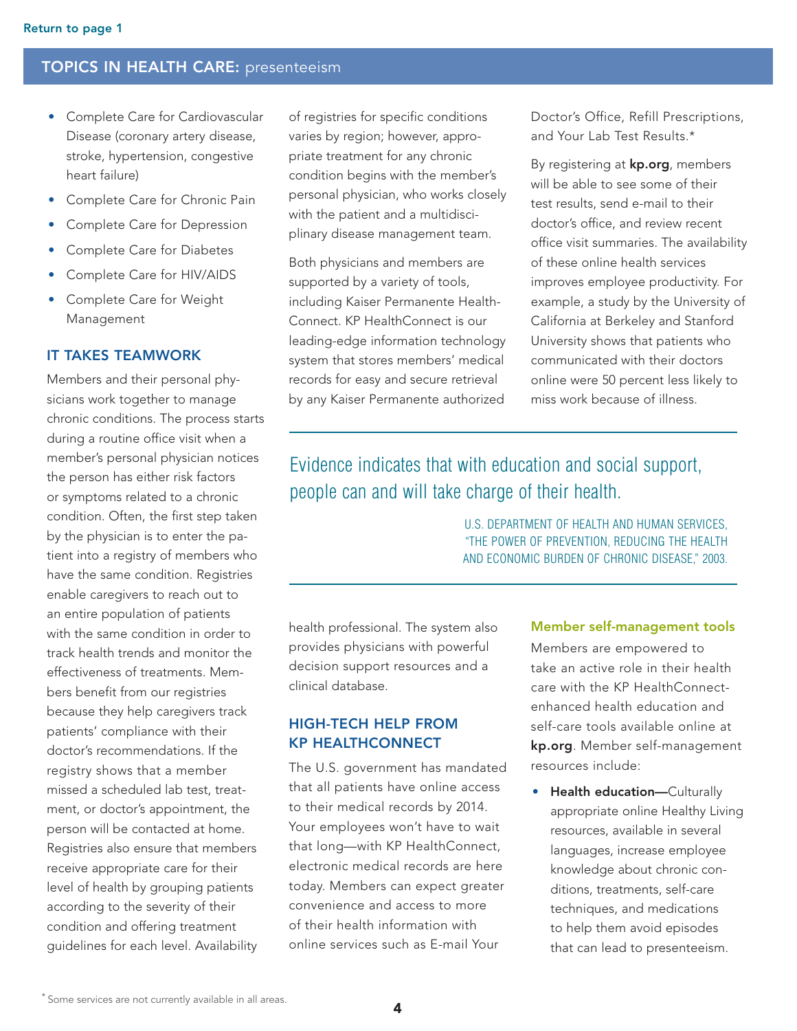- Complete Care for Cardiovascular Disease (coronary artery disease, stroke, hypertension, congestive heart failure)
- Complete Care for Chronic Pain
- Complete Care for Depression
- Complete Care for Diabetes
- Complete Care for HIV/AIDS
- Complete Care for Weight Management

## IT TAKES TEAMWORK

Members and their personal physicians work together to manage chronic conditions. The process starts during a routine office visit when a member's personal physician notices the person has either risk factors or symptoms related to a chronic condition. Often, the first step taken by the physician is to enter the patient into a registry of members who have the same condition. Registries enable caregivers to reach out to an entire population of patients with the same condition in order to track health trends and monitor the effectiveness of treatments. Members benefit from our registries because they help caregivers track patients' compliance with their doctor's recommendations. If the registry shows that a member missed a scheduled lab test, treatment, or doctor's appointment, the person will be contacted at home. Registries also ensure that members receive appropriate care for their level of health by grouping patients according to the severity of their condition and offering treatment guidelines for each level. Availability of registries for specific conditions varies by region; however, appropriate treatment for any chronic condition begins with the member's personal physician, who works closely with the patient and a multidisciplinary disease management team.

Both physicians and members are supported by a variety of tools, including Kaiser Permanente HealthConnect. KP HealthConnect is our leading-edge information technology system that stores members' medical records for easy and secure retrieval by any Kaiser Permanente authorized health professional. The system also provides physicians with powerful decision support resources and a clinical database.

> Evidence indicates that with education and social support, people can and will take charge of their health.
>
> U.S. DEPARTMENT OF HEALTH AND HUMAN SERVICES, "THE POWER OF PREVENTION, REDUCING THE HEALTH AND ECONOMIC BURDEN OF CHRONIC DISEASE," 2003.

## HIGH-TECH HELP FROM KP HEALTHCONNECT

The U.S. government has mandated that all patients have online access to their medical records by 2014. Your employees won't have to wait that long—with KP HealthConnect, electronic medical records are here today. Members can expect greater convenience and access to more of their health information with online services such as E-mail Your Doctor's Office, Refill Prescriptions, and Your Lab Test Results.*

By registering at **kp.org**, members will be able to see some of their test results, send e-mail to their doctor's office, and review recent office visit summaries. The availability of these online health services improves employee productivity. For example, a study by the University of California at Berkeley and Stanford University shows that patients who communicated with their doctors online were 50 percent less likely to miss work because of illness.

### Member self-management tools

Members are empowered to take an active role in their health care with the KP HealthConnect-enhanced health education and self-care tools available online at **kp.org**. Member self-management resources include:

- **Health education—**Culturally appropriate online Healthy Living resources, available in several languages, increase employee knowledge about chronic conditions, treatments, self-care techniques, and medications to help them avoid episodes that can lead to presenteeism.

* Some services are not currently available in all areas.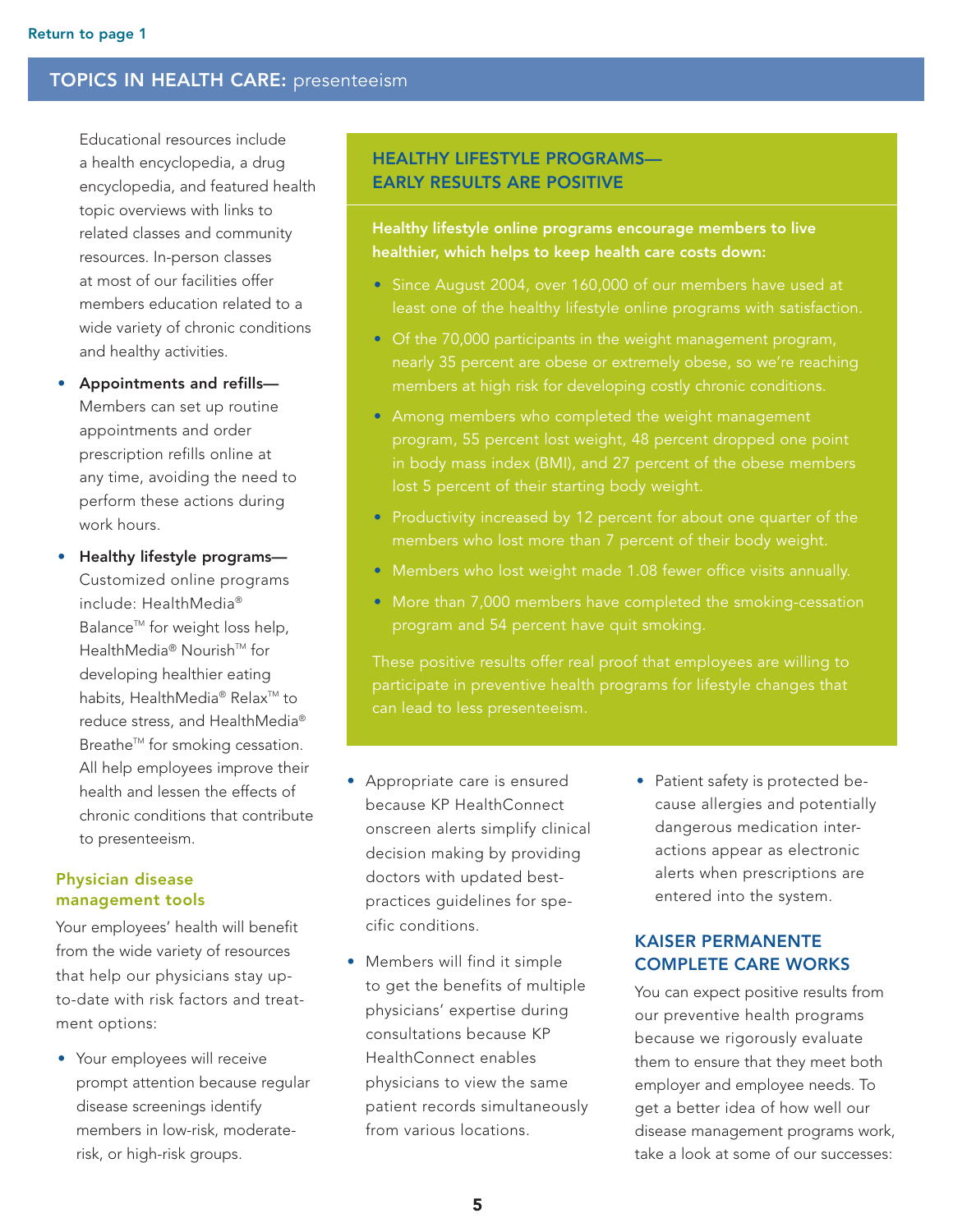Return to page 1

## TOPICS IN HEALTH CARE: presenteeism

Educational resources include a health encyclopedia, a drug encyclopedia, and featured health topic overviews with links to related classes and community resources. In-person classes at most of our facilities offer members education related to a wide variety of chronic conditions and healthy activities.

- **Appointments and refills—** Members can set up routine appointments and order prescription refills online at any time, avoiding the need to perform these actions during work hours.
- **Healthy lifestyle programs—** Customized online programs include: HealthMedia® Balance™ for weight loss help, HealthMedia® Nourish™ for developing healthier eating habits, HealthMedia® Relax™ to reduce stress, and HealthMedia® Breathe™ for smoking cessation. All help employees improve their health and lessen the effects of chronic conditions that contribute to presenteeism.

### Physician disease management tools

Your employees' health will benefit from the wide variety of resources that help our physicians stay up-to-date with risk factors and treatment options:

- Your employees will receive prompt attention because regular disease screenings identify members in low-risk, moderate-risk, or high-risk groups.
- Appropriate care is ensured because KP HealthConnect onscreen alerts simplify clinical decision making by providing doctors with updated best-practices guidelines for specific conditions.
- Members will find it simple to get the benefits of multiple physicians' expertise during consultations because KP HealthConnect enables physicians to view the same patient records simultaneously from various locations.
- Patient safety is protected because allergies and potentially dangerous medication interactions appear as electronic alerts when prescriptions are entered into the system.

### HEALTHY LIFESTYLE PROGRAMS—EARLY RESULTS ARE POSITIVE

**Healthy lifestyle online programs encourage members to live healthier, which helps to keep health care costs down:**

- Since August 2004, over 160,000 of our members have used at least one of the healthy lifestyle online programs with satisfaction.
- Of the 70,000 participants in the weight management program, nearly 35 percent are obese or extremely obese, so we're reaching members at high risk for developing costly chronic conditions.
- Among members who completed the weight management program, 55 percent lost weight, 48 percent dropped one point in body mass index (BMI), and 27 percent of the obese members lost 5 percent of their starting body weight.
- Productivity increased by 12 percent for about one quarter of the members who lost more than 7 percent of their body weight.
- Members who lost weight made 1.08 fewer office visits annually.
- More than 7,000 members have completed the smoking-cessation program and 54 percent have quit smoking.

These positive results offer real proof that employees are willing to participate in preventive health programs for lifestyle changes that can lead to less presenteeism.

### KAISER PERMANENTE COMPLETE CARE WORKS

You can expect positive results from our preventive health programs because we rigorously evaluate them to ensure that they meet both employer and employee needs. To get a better idea of how well our disease management programs work, take a look at some of our successes: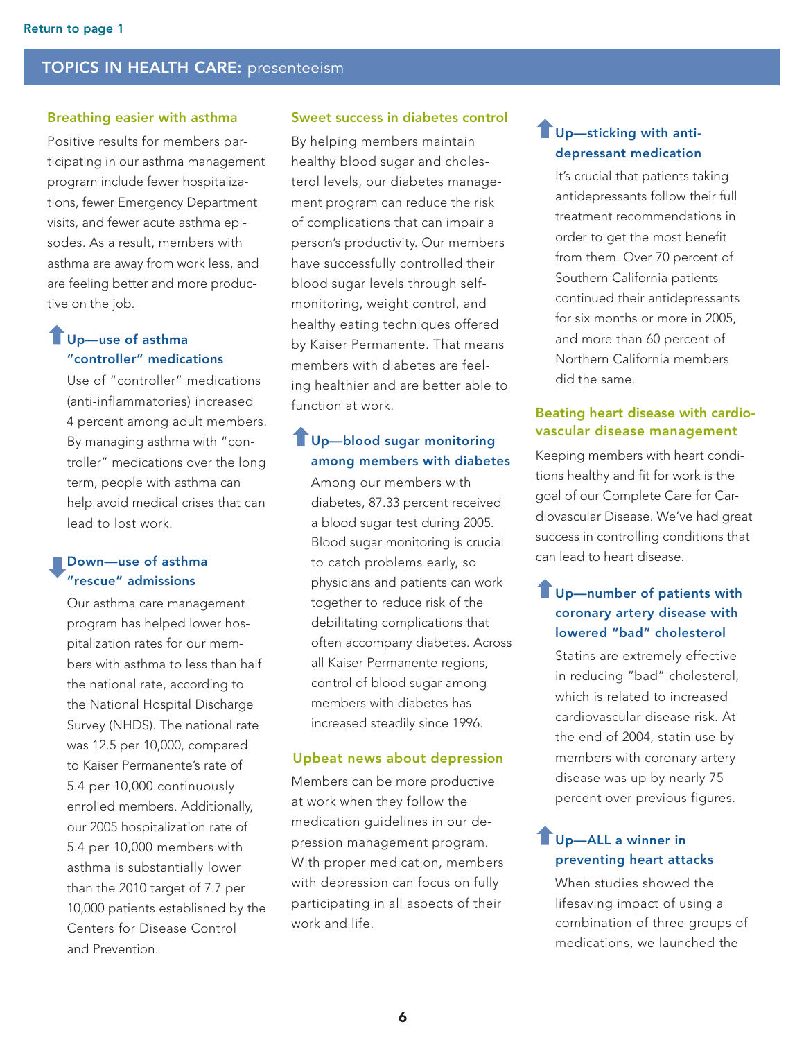Return to page 1

## TOPICS IN HEALTH CARE: presenteeism

### Breathing easier with asthma

Positive results for members participating in our asthma management program include fewer hospitalizations, fewer Emergency Department visits, and fewer acute asthma episodes. As a result, members with asthma are away from work less, and are feeling better and more productive on the job.

#### Up—use of asthma "controller" medications

Use of "controller" medications (anti-inflammatories) increased 4 percent among adult members. By managing asthma with "controller" medications over the long term, people with asthma can help avoid medical crises that can lead to lost work.

#### Down—use of asthma "rescue" admissions

Our asthma care management program has helped lower hospitalization rates for our members with asthma to less than half the national rate, according to the National Hospital Discharge Survey (NHDS). The national rate was 12.5 per 10,000, compared to Kaiser Permanente's rate of 5.4 per 10,000 continuously enrolled members. Additionally, our 2005 hospitalization rate of 5.4 per 10,000 members with asthma is substantially lower than the 2010 target of 7.7 per 10,000 patients established by the Centers for Disease Control and Prevention.

### Sweet success in diabetes control

By helping members maintain healthy blood sugar and cholesterol levels, our diabetes management program can reduce the risk of complications that can impair a person's productivity. Our members have successfully controlled their blood sugar levels through self-monitoring, weight control, and healthy eating techniques offered by Kaiser Permanente. That means members with diabetes are feeling healthier and are better able to function at work.

#### Up—blood sugar monitoring among members with diabetes

Among our members with diabetes, 87.33 percent received a blood sugar test during 2005. Blood sugar monitoring is crucial to catch problems early, so physicians and patients can work together to reduce risk of the debilitating complications that often accompany diabetes. Across all Kaiser Permanente regions, control of blood sugar among members with diabetes has increased steadily since 1996.

### Upbeat news about depression

Members can be more productive at work when they follow the medication guidelines in our depression management program. With proper medication, members with depression can focus on fully participating in all aspects of their work and life.

#### Up—sticking with anti-depressant medication

It's crucial that patients taking antidepressants follow their full treatment recommendations in order to get the most benefit from them. Over 70 percent of Southern California patients continued their antidepressants for six months or more in 2005, and more than 60 percent of Northern California members did the same.

### Beating heart disease with cardio-vascular disease management

Keeping members with heart conditions healthy and fit for work is the goal of our Complete Care for Cardiovascular Disease. We've had great success in controlling conditions that can lead to heart disease.

#### Up—number of patients with coronary artery disease with lowered "bad" cholesterol

Statins are extremely effective in reducing "bad" cholesterol, which is related to increased cardiovascular disease risk. At the end of 2004, statin use by members with coronary artery disease was up by nearly 75 percent over previous figures.

#### Up—ALL a winner in preventing heart attacks

When studies showed the lifesaving impact of using a combination of three groups of medications, we launched the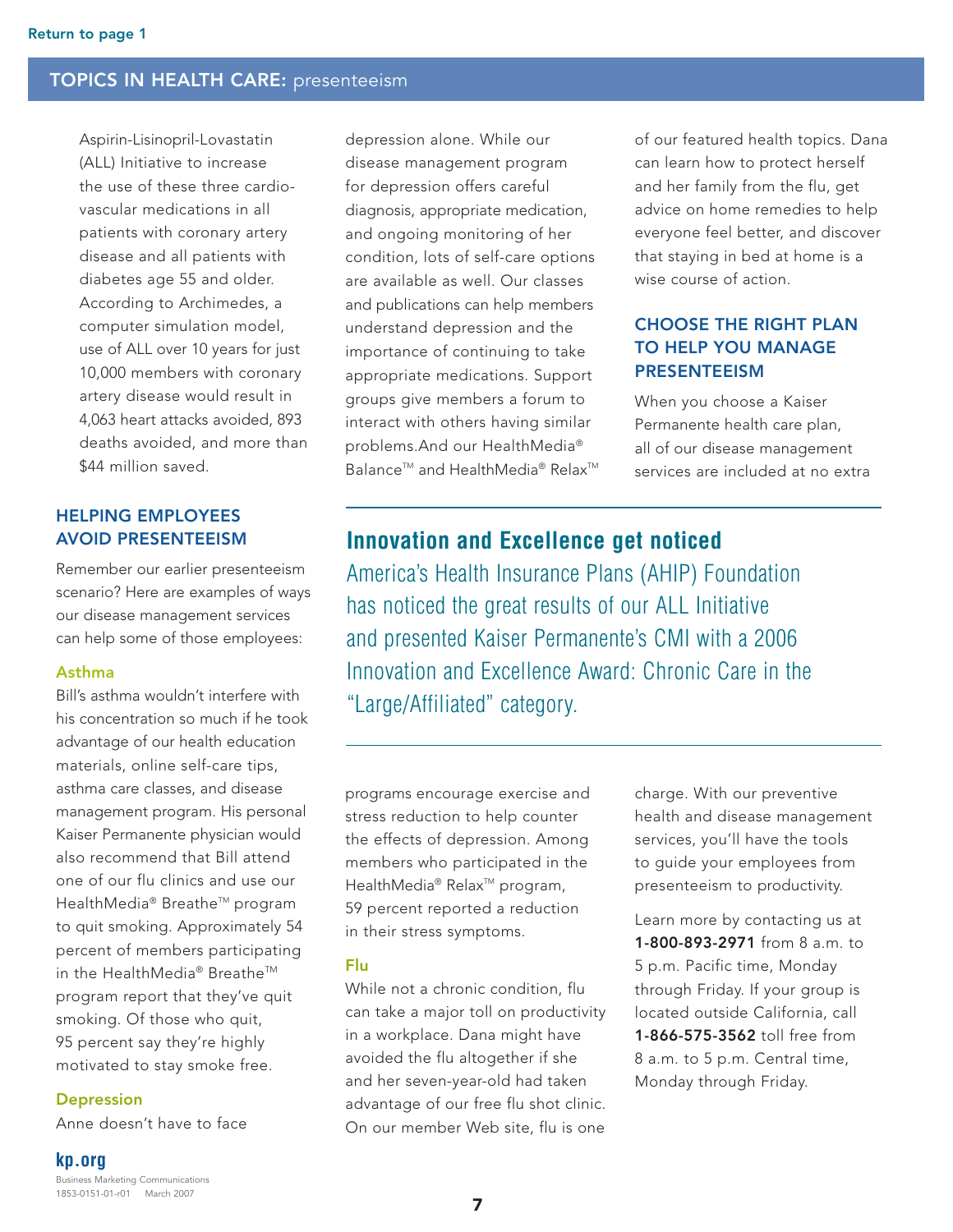Return to page 1

## TOPICS IN HEALTH CARE: presenteeism

Aspirin-Lisinopril-Lovastatin (ALL) Initiative to increase the use of these three cardiovascular medications in all patients with coronary artery disease and all patients with diabetes age 55 and older. According to Archimedes, a computer simulation model, use of ALL over 10 years for just 10,000 members with coronary artery disease would result in 4,063 heart attacks avoided, 893 deaths avoided, and more than $44 million saved.

### HELPING EMPLOYEES AVOID PRESENTEEISM

Remember our earlier presenteeism scenario? Here are examples of ways our disease management services can help some of those employees:

#### Asthma

Bill's asthma wouldn't interfere with his concentration so much if he took advantage of our health education materials, online self-care tips, asthma care classes, and disease management program. His personal Kaiser Permanente physician would also recommend that Bill attend one of our flu clinics and use our HealthMedia® Breathe™ program to quit smoking. Approximately 54 percent of members participating in the HealthMedia® Breathe™ program report that they've quit smoking. Of those who quit, 95 percent say they're highly motivated to stay smoke free.

#### Depression

Anne doesn't have to face depression alone. While our disease management program for depression offers careful diagnosis, appropriate medication, and ongoing monitoring of her condition, lots of self-care options are available as well. Our classes and publications can help members understand depression and the importance of continuing to take appropriate medications. Support groups give members a forum to interact with others having similar problems.And our HealthMedia® Balance™ and HealthMedia® Relax™ programs encourage exercise and stress reduction to help counter the effects of depression. Among members who participated in the HealthMedia® Relax™ program, 59 percent reported a reduction in their stress symptoms.

#### Flu

While not a chronic condition, flu can take a major toll on productivity in a workplace. Dana might have avoided the flu altogether if she and her seven-year-old had taken advantage of our free flu shot clinic. On our member Web site, flu is one of our featured health topics. Dana can learn how to protect herself and her family from the flu, get advice on home remedies to help everyone feel better, and discover that staying in bed at home is a wise course of action.

### CHOOSE THE RIGHT PLAN TO HELP YOU MANAGE PRESENTEEISM

When you choose a Kaiser Permanente health care plan, all of our disease management services are included at no extra charge. With our preventive health and disease management services, you'll have the tools to guide your employees from presenteeism to productivity.

Learn more by contacting us at **1-800-893-2971** from 8 a.m. to 5 p.m. Pacific time, Monday through Friday. If your group is located outside California, call **1-866-575-3562** toll free from 8 a.m. to 5 p.m. Central time, Monday through Friday.

---

## Innovation and Excellence get noticed

America's Health Insurance Plans (AHIP) Foundation has noticed the great results of our ALL Initiative and presented Kaiser Permanente's CMI with a 2006 Innovation and Excellence Award: Chronic Care in the "Large/Affiliated" category.

---

kp.org

Business Marketing Communications
1853-0151-01-r01 March 2007